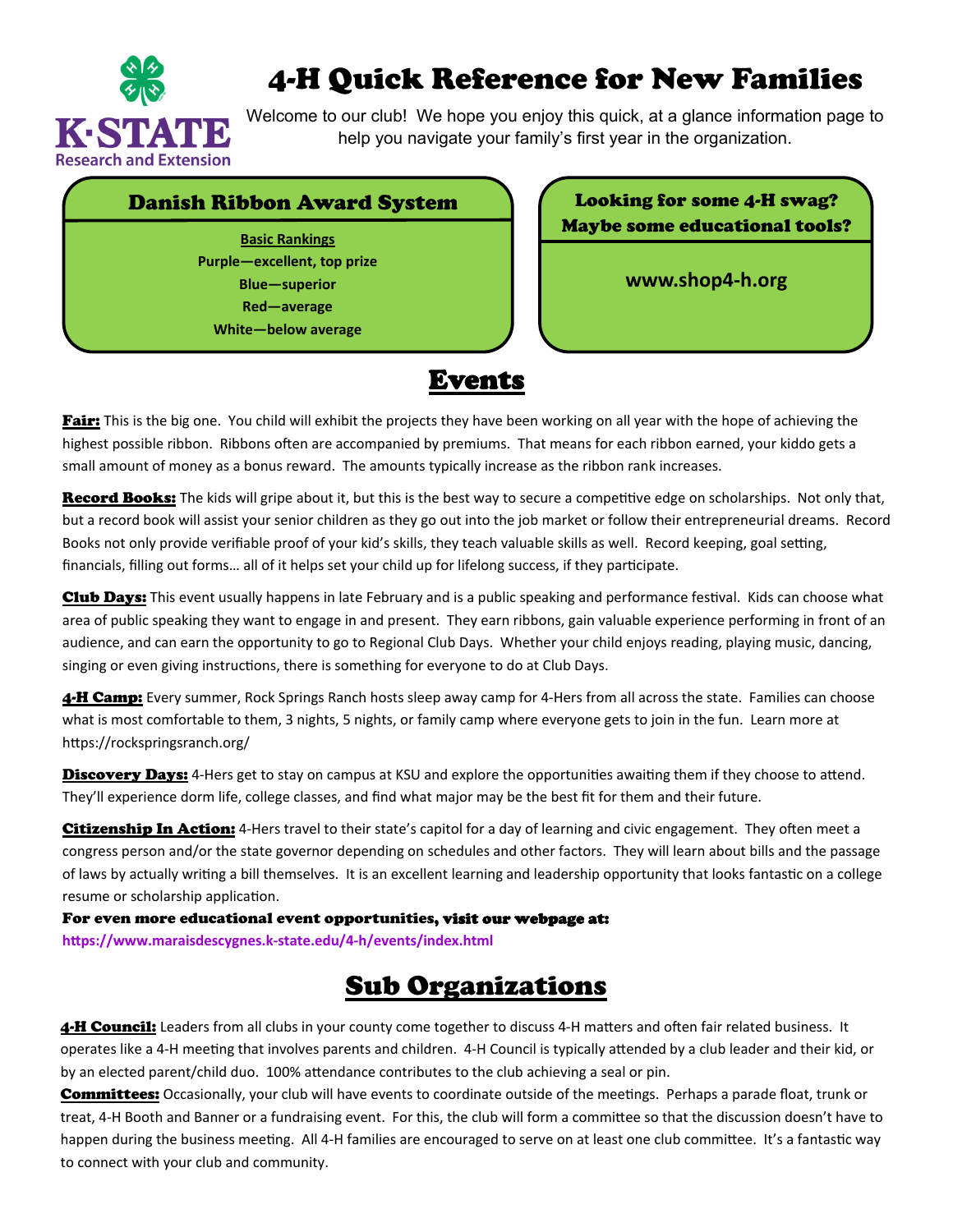# 4-H Quick Reference for New Families

Welcome to our club! We hope you enjoy this quick, at a glance information page to help you navigate your family's first year in the organization.

## Danish Ribbon Award System

**Basic Rankings**

**Purple—excellent, top prize**

**Blue—superior**

**Red—average**

**White—below average**

## Looking for some 4-H swag? Maybe some educational tools?

**www.shop4-h.org**

## Events

**Fair:** This is the big one. You child will exhibit the projects they have been working on all year with the hope of achieving the highest possible ribbon. Ribbons often are accompanied by premiums. That means for each ribbon earned, your kiddo gets a small amount of money as a bonus reward. The amounts typically increase as the ribbon rank increases.

**Record Books:** The kids will gripe about it, but this is the best way to secure a competitive edge on scholarships. Not only that, but a record book will assist your senior children as they go out into the job market or follow their entrepreneurial dreams. Record Books not only provide verifiable proof of your kid's skills, they teach valuable skills as well. Record keeping, goal setting, financials, filling out forms… all of it helps set your child up for lifelong success, if they participate.

**Club Days:** This event usually happens in late February and is a public speaking and performance festival. Kids can choose what area of public speaking they want to engage in and present. They earn ribbons, gain valuable experience performing in front of an audience, and can earn the opportunity to go to Regional Club Days. Whether your child enjoys reading, playing music, dancing, singing or even giving instructions, there is something for everyone to do at Club Days.

**4-H Camp:** Every summer, Rock Springs Ranch hosts sleep away camp for 4-Hers from all across the state. Families can choose what is most comfortable to them, 3 nights, 5 nights, or family camp where everyone gets to join in the fun. Learn more at https://rockspringsranch.org/

**Discovery Days:** 4-Hers get to stay on campus at KSU and explore the opportunities awaiting them if they choose to attend. They'll experience dorm life, college classes, and find what major may be the best fit for them and their future.

**Citizenship In Action:** 4-Hers travel to their state's capitol for a day of learning and civic engagement. They often meet a congress person and/or the state governor depending on schedules and other factors. They will learn about bills and the passage of laws by actually writing a bill themselves. It is an excellent learning and leadership opportunity that looks fantastic on a college resume or scholarship application.

**For even more educational event opportunities, visit our webpage at:**
**https://www.maraisdescygnes.k-state.edu/4-h/events/index.html**

## Sub Organizations

**4-H Council:** Leaders from all clubs in your county come together to discuss 4-H matters and often fair related business. It operates like a 4-H meeting that involves parents and children. 4-H Council is typically attended by a club leader and their kid, or by an elected parent/child duo. 100% attendance contributes to the club achieving a seal or pin.

**Committees:** Occasionally, your club will have events to coordinate outside of the meetings. Perhaps a parade float, trunk or treat, 4-H Booth and Banner or a fundraising event. For this, the club will form a committee so that the discussion doesn't have to happen during the business meeting. All 4-H families are encouraged to serve on at least one club committee. It's a fantastic way to connect with your club and community.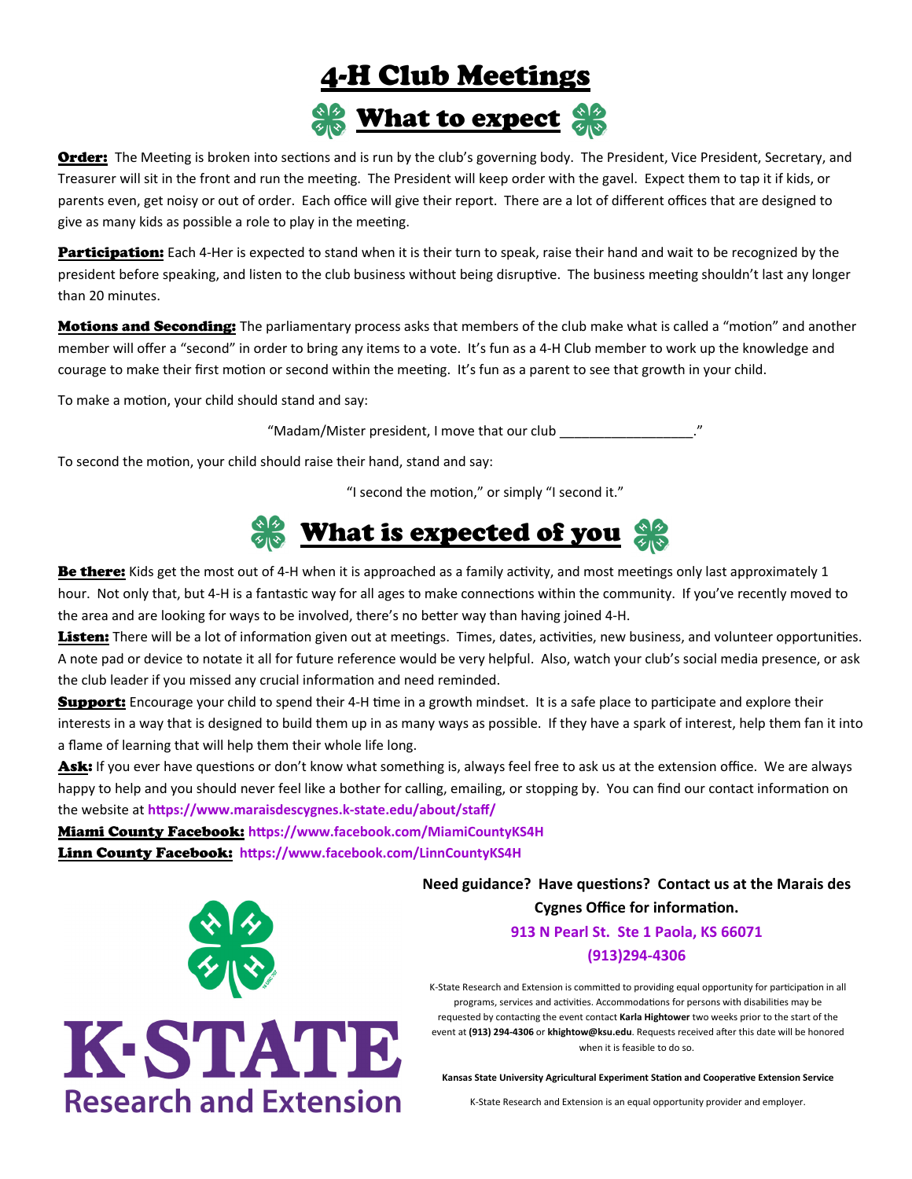# 4-H Club Meetings

## What to expect

**Order:** The Meeting is broken into sections and is run by the club's governing body. The President, Vice President, Secretary, and Treasurer will sit in the front and run the meeting. The President will keep order with the gavel. Expect them to tap it if kids, or parents even, get noisy or out of order. Each office will give their report. There are a lot of different offices that are designed to give as many kids as possible a role to play in the meeting.

**Participation:** Each 4-Her is expected to stand when it is their turn to speak, raise their hand and wait to be recognized by the president before speaking, and listen to the club business without being disruptive. The business meeting shouldn't last any longer than 20 minutes.

**Motions and Seconding:** The parliamentary process asks that members of the club make what is called a "motion" and another member will offer a "second" in order to bring any items to a vote. It's fun as a 4-H Club member to work up the knowledge and courage to make their first motion or second within the meeting. It's fun as a parent to see that growth in your child.

To make a motion, your child should stand and say:

"Madam/Mister president, I move that our club _________________."

To second the motion, your child should raise their hand, stand and say:

"I second the motion," or simply "I second it."

## What is expected of you

**Be there:** Kids get the most out of 4-H when it is approached as a family activity, and most meetings only last approximately 1 hour. Not only that, but 4-H is a fantastic way for all ages to make connections within the community. If you've recently moved to the area and are looking for ways to be involved, there's no better way than having joined 4-H.

**Listen:** There will be a lot of information given out at meetings. Times, dates, activities, new business, and volunteer opportunities. A note pad or device to notate it all for future reference would be very helpful. Also, watch your club's social media presence, or ask the club leader if you missed any crucial information and need reminded.

**Support:** Encourage your child to spend their 4-H time in a growth mindset. It is a safe place to participate and explore their interests in a way that is designed to build them up in as many ways as possible. If they have a spark of interest, help them fan it into a flame of learning that will help them their whole life long.

**Ask:** If you ever have questions or don't know what something is, always feel free to ask us at the extension office. We are always happy to help and you should never feel like a bother for calling, emailing, or stopping by. You can find our contact information on the website at **https://www.maraisdescygnes.k-state.edu/about/staff/**

**Miami County Facebook:** **https://www.facebook.com/MiamiCountyKS4H**

**Linn County Facebook:** **https://www.facebook.com/LinnCountyKS4H**

**Need guidance? Have questions? Contact us at the Marais des Cygnes Office for information.**

**913 N Pearl St. Ste 1 Paola, KS 66071**

**(913)294-4306**

K-STATE Research and Extension

K-State Research and Extension is committed to providing equal opportunity for participation in all programs, services and activities. Accommodations for persons with disabilities may be requested by contacting the event contact **Karla Hightower** two weeks prior to the start of the event at **(913) 294-4306** or **khightow@ksu.edu**. Requests received after this date will be honored when it is feasible to do so.

**Kansas State University Agricultural Experiment Station and Cooperative Extension Service**

K-State Research and Extension is an equal opportunity provider and employer.